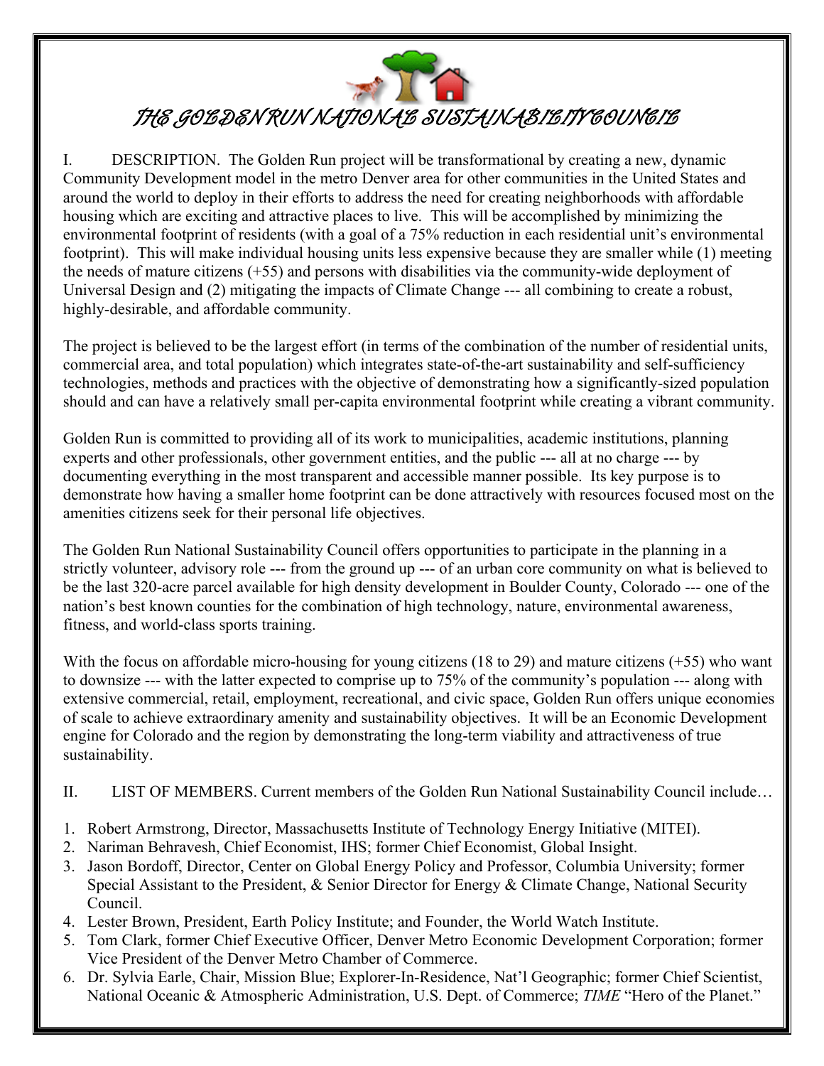# THE GOLDEN RUN NATIONAL SUSTAINABILITY COUNCIL

I. DESCRIPTION. The Golden Run project will be transformational by creating a new, dynamic Community Development model in the metro Denver area for other communities in the United States and around the world to deploy in their efforts to address the need for creating neighborhoods with affordable housing which are exciting and attractive places to live. This will be accomplished by minimizing the environmental footprint of residents (with a goal of a 75% reduction in each residential unit's environmental footprint). This will make individual housing units less expensive because they are smaller while (1) meeting the needs of mature citizens (+55) and persons with disabilities via the community-wide deployment of Universal Design and (2) mitigating the impacts of Climate Change --- all combining to create a robust, highly-desirable, and affordable community.

The project is believed to be the largest effort (in terms of the combination of the number of residential units, commercial area, and total population) which integrates state-of-the-art sustainability and self-sufficiency technologies, methods and practices with the objective of demonstrating how a significantly-sized population should and can have a relatively small per-capita environmental footprint while creating a vibrant community.

Golden Run is committed to providing all of its work to municipalities, academic institutions, planning experts and other professionals, other government entities, and the public --- all at no charge --- by documenting everything in the most transparent and accessible manner possible. Its key purpose is to demonstrate how having a smaller home footprint can be done attractively with resources focused most on the amenities citizens seek for their personal life objectives.

The Golden Run National Sustainability Council offers opportunities to participate in the planning in a strictly volunteer, advisory role --- from the ground up --- of an urban core community on what is believed to be the last 320-acre parcel available for high density development in Boulder County, Colorado --- one of the nation's best known counties for the combination of high technology, nature, environmental awareness, fitness, and world-class sports training.

With the focus on affordable micro-housing for young citizens (18 to 29) and mature citizens (+55) who want to downsize --- with the latter expected to comprise up to 75% of the community's population --- along with extensive commercial, retail, employment, recreational, and civic space, Golden Run offers unique economies of scale to achieve extraordinary amenity and sustainability objectives. It will be an Economic Development engine for Colorado and the region by demonstrating the long-term viability and attractiveness of true sustainability.

II. LIST OF MEMBERS. Current members of the Golden Run National Sustainability Council include…

1. Robert Armstrong, Director, Massachusetts Institute of Technology Energy Initiative (MITEI).
2. Nariman Behravesh, Chief Economist, IHS; former Chief Economist, Global Insight.
3. Jason Bordoff, Director, Center on Global Energy Policy and Professor, Columbia University; former Special Assistant to the President, & Senior Director for Energy & Climate Change, National Security Council.
4. Lester Brown, President, Earth Policy Institute; and Founder, the World Watch Institute.
5. Tom Clark, former Chief Executive Officer, Denver Metro Economic Development Corporation; former Vice President of the Denver Metro Chamber of Commerce.
6. Dr. Sylvia Earle, Chair, Mission Blue; Explorer-In-Residence, Nat'l Geographic; former Chief Scientist, National Oceanic & Atmospheric Administration, U.S. Dept. of Commerce; *TIME* "Hero of the Planet."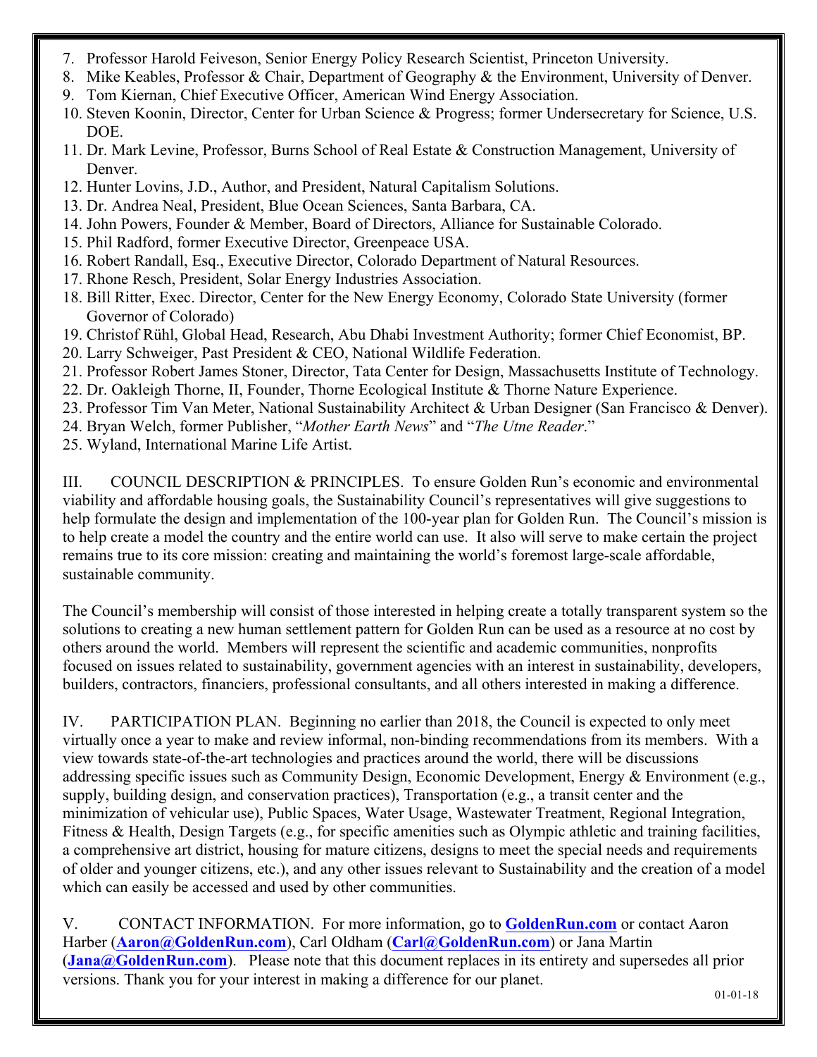7. Professor Harold Feiveson, Senior Energy Policy Research Scientist, Princeton University.
8. Mike Keables, Professor & Chair, Department of Geography & the Environment, University of Denver.
9. Tom Kiernan, Chief Executive Officer, American Wind Energy Association.
10. Steven Koonin, Director, Center for Urban Science & Progress; former Undersecretary for Science, U.S. DOE.
11. Dr. Mark Levine, Professor, Burns School of Real Estate & Construction Management, University of Denver.
12. Hunter Lovins, J.D., Author, and President, Natural Capitalism Solutions.
13. Dr. Andrea Neal, President, Blue Ocean Sciences, Santa Barbara, CA.
14. John Powers, Founder & Member, Board of Directors, Alliance for Sustainable Colorado.
15. Phil Radford, former Executive Director, Greenpeace USA.
16. Robert Randall, Esq., Executive Director, Colorado Department of Natural Resources.
17. Rhone Resch, President, Solar Energy Industries Association.
18. Bill Ritter, Exec. Director, Center for the New Energy Economy, Colorado State University (former Governor of Colorado)
19. Christof Rühl, Global Head, Research, Abu Dhabi Investment Authority; former Chief Economist, BP.
20. Larry Schweiger, Past President & CEO, National Wildlife Federation.
21. Professor Robert James Stoner, Director, Tata Center for Design, Massachusetts Institute of Technology.
22. Dr. Oakleigh Thorne, II, Founder, Thorne Ecological Institute & Thorne Nature Experience.
23. Professor Tim Van Meter, National Sustainability Architect & Urban Designer (San Francisco & Denver).
24. Bryan Welch, former Publisher, "*Mother Earth News*" and "*The Utne Reader*."
25. Wyland, International Marine Life Artist.

III. COUNCIL DESCRIPTION & PRINCIPLES. To ensure Golden Run's economic and environmental viability and affordable housing goals, the Sustainability Council's representatives will give suggestions to help formulate the design and implementation of the 100-year plan for Golden Run. The Council's mission is to help create a model the country and the entire world can use. It also will serve to make certain the project remains true to its core mission: creating and maintaining the world's foremost large-scale affordable, sustainable community.

The Council's membership will consist of those interested in helping create a totally transparent system so the solutions to creating a new human settlement pattern for Golden Run can be used as a resource at no cost by others around the world. Members will represent the scientific and academic communities, nonprofits focused on issues related to sustainability, government agencies with an interest in sustainability, developers, builders, contractors, financiers, professional consultants, and all others interested in making a difference.

IV. PARTICIPATION PLAN. Beginning no earlier than 2018, the Council is expected to only meet virtually once a year to make and review informal, non-binding recommendations from its members. With a view towards state-of-the-art technologies and practices around the world, there will be discussions addressing specific issues such as Community Design, Economic Development, Energy & Environment (e.g., supply, building design, and conservation practices), Transportation (e.g., a transit center and the minimization of vehicular use), Public Spaces, Water Usage, Wastewater Treatment, Regional Integration, Fitness & Health, Design Targets (e.g., for specific amenities such as Olympic athletic and training facilities, a comprehensive art district, housing for mature citizens, designs to meet the special needs and requirements of older and younger citizens, etc.), and any other issues relevant to Sustainability and the creation of a model which can easily be accessed and used by other communities.

V. CONTACT INFORMATION. For more information, go to **GoldenRun.com** or contact Aaron Harber (**Aaron@GoldenRun.com**), Carl Oldham (**Carl@GoldenRun.com**) or Jana Martin (**Jana@GoldenRun.com**). Please note that this document replaces in its entirety and supersedes all prior versions. Thank you for your interest in making a difference for our planet.

01-01-18